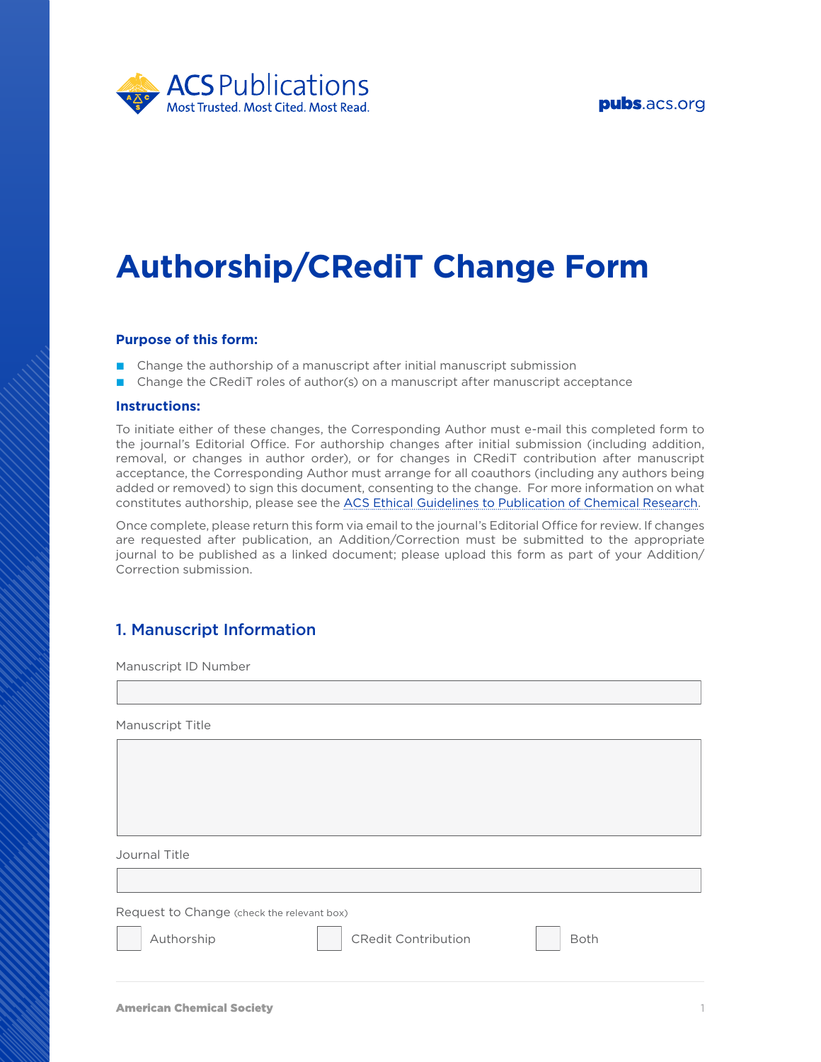ACS Publications
Most Trusted. Most Cited. Most Read.

pubs.acs.org

# Authorship/CRediT Change Form

**Purpose of this form:**

- Change the authorship of a manuscript after initial manuscript submission
- Change the CRediT roles of author(s) on a manuscript after manuscript acceptance

**Instructions:**

To initiate either of these changes, the Corresponding Author must e-mail this completed form to the journal's Editorial Office. For authorship changes after initial submission (including addition, removal, or changes in author order), or for changes in CRediT contribution after manuscript acceptance, the Corresponding Author must arrange for all coauthors (including any authors being added or removed) to sign this document, consenting to the change. For more information on what constitutes authorship, please see the ACS Ethical Guidelines to Publication of Chemical Research.

Once complete, please return this form via email to the journal's Editorial Office for review. If changes are requested after publication, an Addition/Correction must be submitted to the appropriate journal to be published as a linked document; please upload this form as part of your Addition/Correction submission.

## 1. Manuscript Information

Manuscript ID Number

Manuscript Title

Journal Title

Request to Change (check the relevant box)

☐ Authorship ☐ CRedit Contribution ☐ Both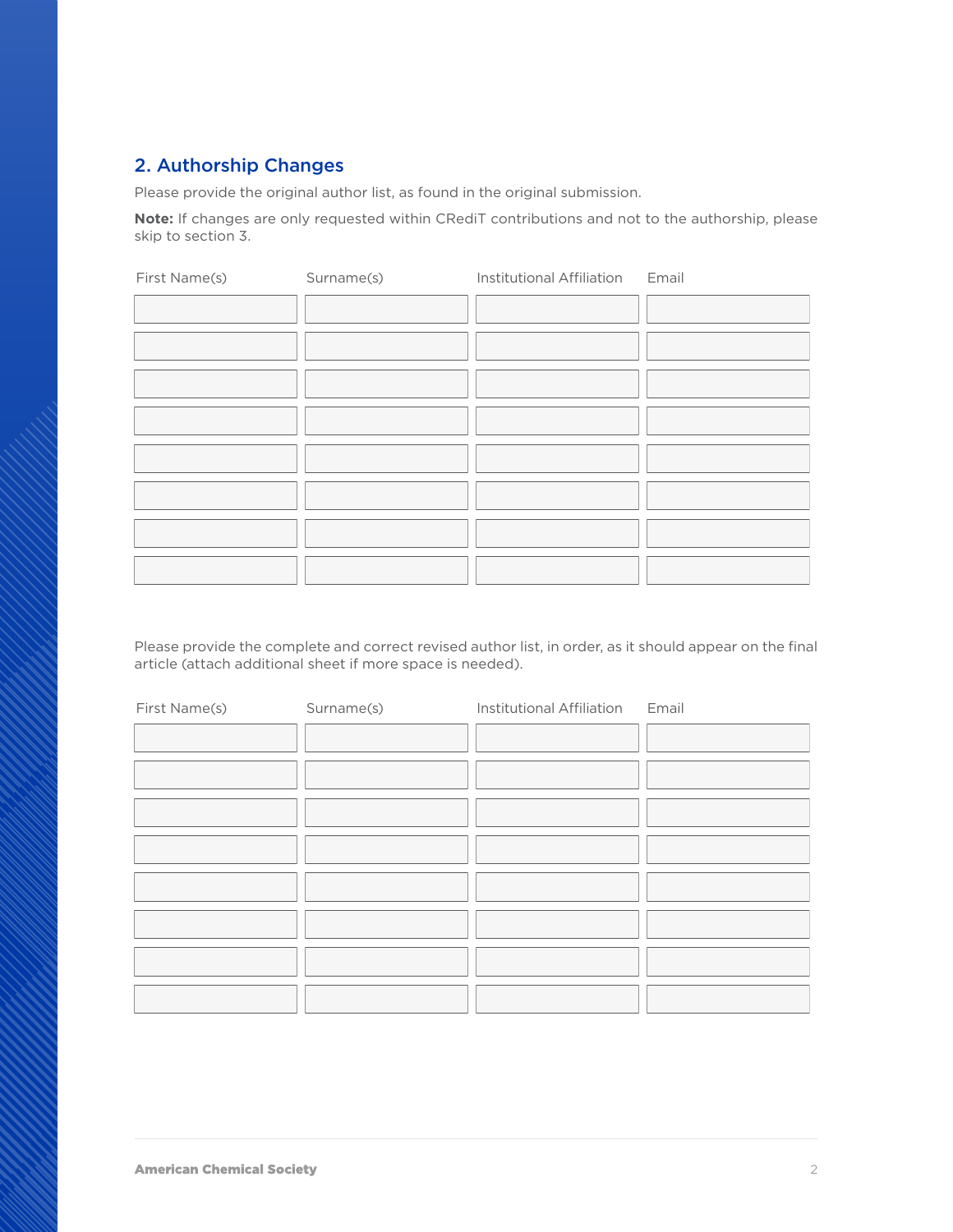## 2. Authorship Changes

Please provide the original author list, as found in the original submission.

**Note:** If changes are only requested within CRediT contributions and not to the authorship, please skip to section 3.

| First Name(s) | Surname(s) | Institutional Affiliation | Email |
| --- | --- | --- | --- |
| | | | |
| | | | |
| | | | |
| | | | |
| | | | |
| | | | |
| | | | |
| | | | |

Please provide the complete and correct revised author list, in order, as it should appear on the final article (attach additional sheet if more space is needed).

| First Name(s) | Surname(s) | Institutional Affiliation | Email |
| --- | --- | --- | --- |
| | | | |
| | | | |
| | | | |
| | | | |
| | | | |
| | | | |
| | | | |
| | | | |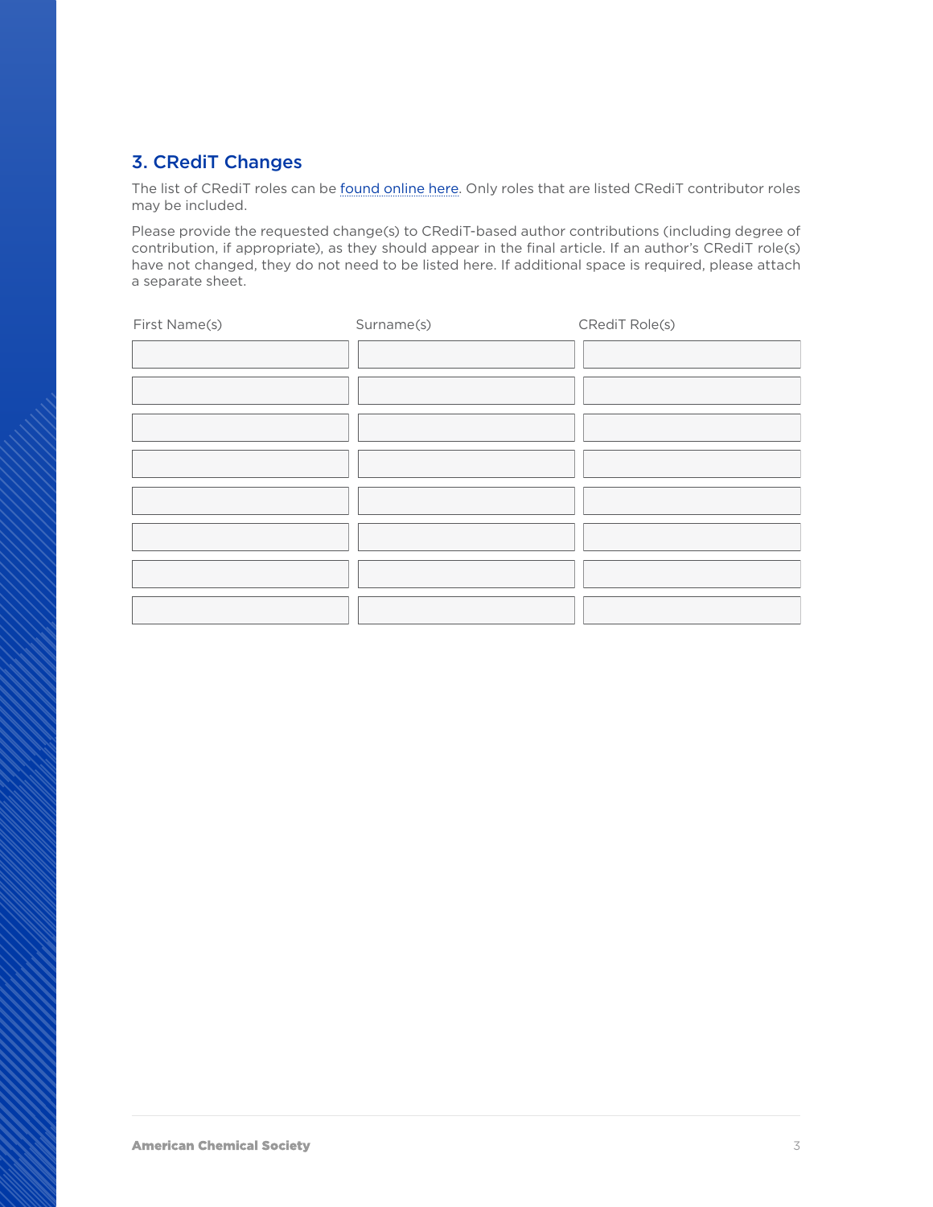## 3. CRediT Changes

The list of CRediT roles can be [found online here](). Only roles that are listed CRediT contributor roles may be included.

Please provide the requested change(s) to CRediT-based author contributions (including degree of contribution, if appropriate), as they should appear in the final article. If an author's CRediT role(s) have not changed, they do not need to be listed here. If additional space is required, please attach a separate sheet.

| First Name(s) | Surname(s) | CRediT Role(s) |
| --- | --- | --- |
| | | |
| | | |
| | | |
| | | |
| | | |
| | | |
| | | |
| | | |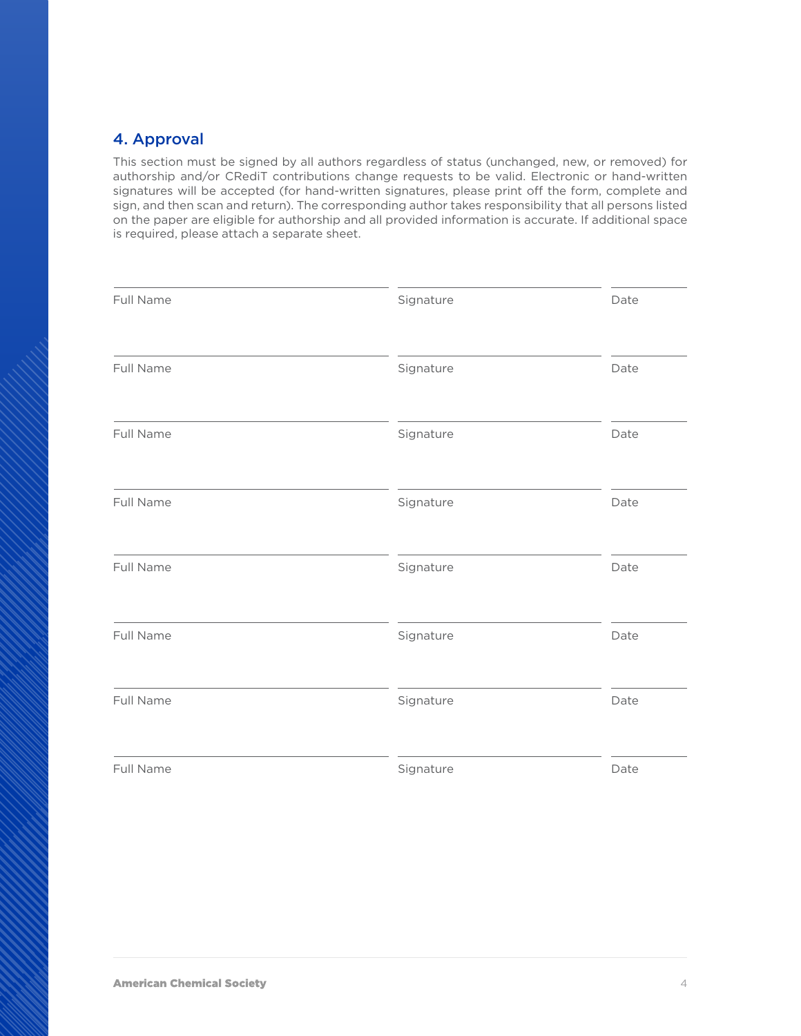## 4. Approval

This section must be signed by all authors regardless of status (unchanged, new, or removed) for authorship and/or CRediT contributions change requests to be valid. Electronic or hand-written signatures will be accepted (for hand-written signatures, please print off the form, complete and sign, and then scan and return). The corresponding author takes responsibility that all persons listed on the paper are eligible for authorship and all provided information is accurate. If additional space is required, please attach a separate sheet.

| Full Name | Signature | Date |
| --- | --- | --- |
| | | |
| | | |
| | | |
| | | |
| | | |
| | | |
| | | |
| | | |